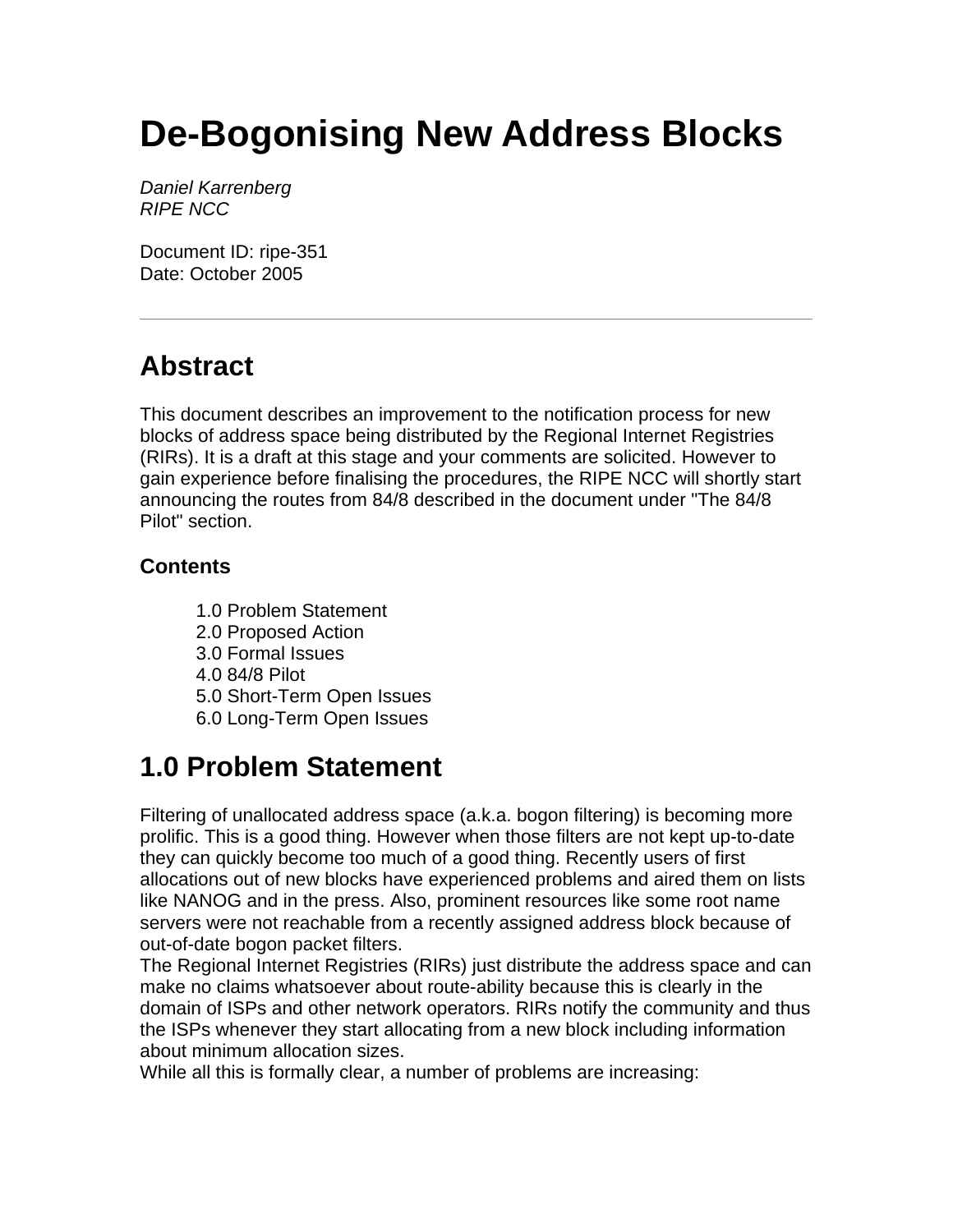# De-Bogonising New Address Blocks

*Daniel Karrenberg*
*RIPE NCC*

Document ID: ripe-351
Date: October 2005

---

## Abstract

This document describes an improvement to the notification process for new blocks of address space being distributed by the Regional Internet Registries (RIRs). It is a draft at this stage and your comments are solicited. However to gain experience before finalising the procedures, the RIPE NCC will shortly start announcing the routes from 84/8 described in the document under "The 84/8 Pilot" section.

### Contents

1.0 Problem Statement
2.0 Proposed Action
3.0 Formal Issues
4.0 84/8 Pilot
5.0 Short-Term Open Issues
6.0 Long-Term Open Issues

## 1.0 Problem Statement

Filtering of unallocated address space (a.k.a. bogon filtering) is becoming more prolific. This is a good thing. However when those filters are not kept up-to-date they can quickly become too much of a good thing. Recently users of first allocations out of new blocks have experienced problems and aired them on lists like NANOG and in the press. Also, prominent resources like some root name servers were not reachable from a recently assigned address block because of out-of-date bogon packet filters.

The Regional Internet Registries (RIRs) just distribute the address space and can make no claims whatsoever about route-ability because this is clearly in the domain of ISPs and other network operators. RIRs notify the community and thus the ISPs whenever they start allocating from a new block including information about minimum allocation sizes.

While all this is formally clear, a number of problems are increasing: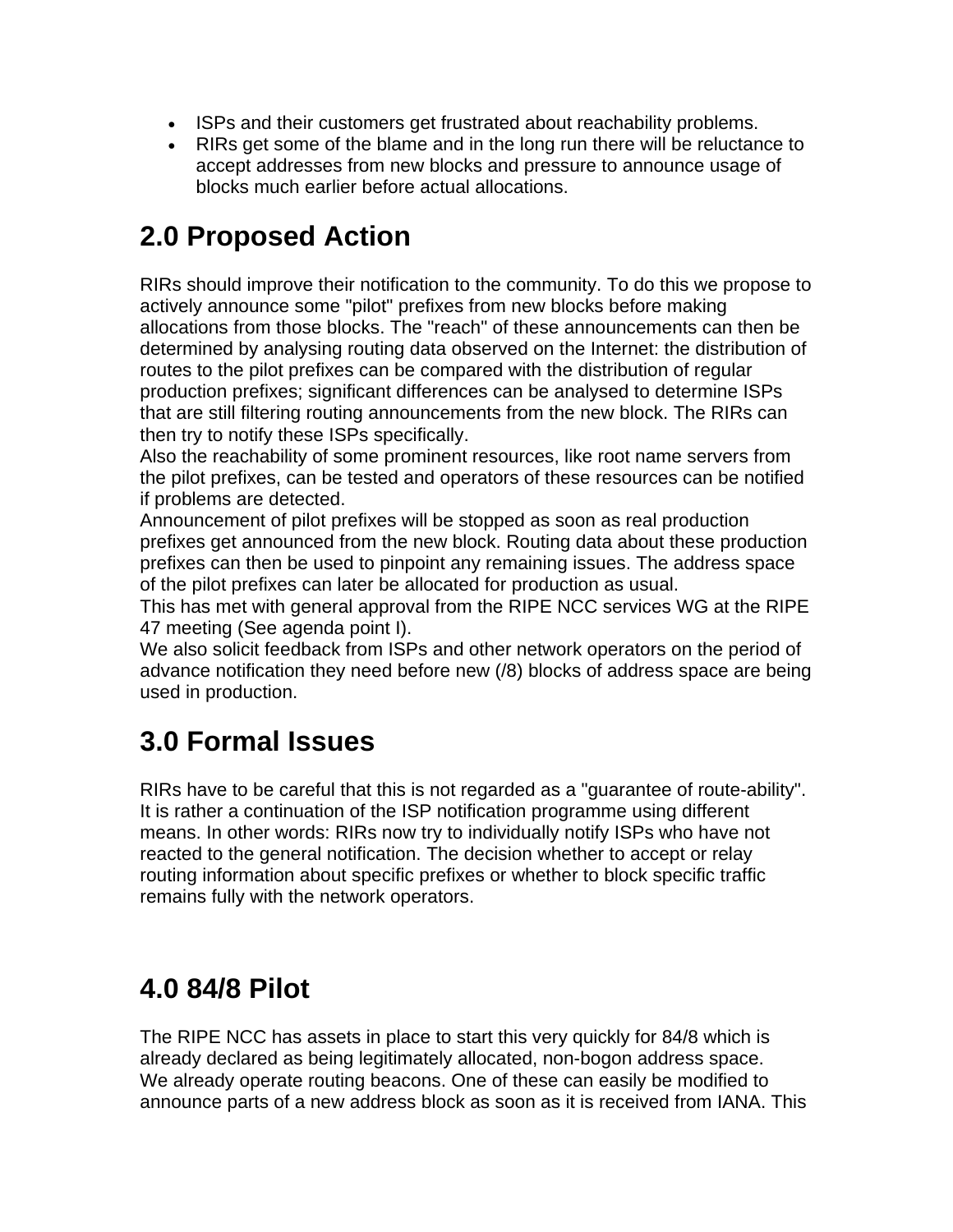- ISPs and their customers get frustrated about reachability problems.
- RIRs get some of the blame and in the long run there will be reluctance to accept addresses from new blocks and pressure to announce usage of blocks much earlier before actual allocations.

## 2.0 Proposed Action

RIRs should improve their notification to the community. To do this we propose to actively announce some "pilot" prefixes from new blocks before making allocations from those blocks. The "reach" of these announcements can then be determined by analysing routing data observed on the Internet: the distribution of routes to the pilot prefixes can be compared with the distribution of regular production prefixes; significant differences can be analysed to determine ISPs that are still filtering routing announcements from the new block. The RIRs can then try to notify these ISPs specifically.
Also the reachability of some prominent resources, like root name servers from the pilot prefixes, can be tested and operators of these resources can be notified if problems are detected.
Announcement of pilot prefixes will be stopped as soon as real production prefixes get announced from the new block. Routing data about these production prefixes can then be used to pinpoint any remaining issues. The address space of the pilot prefixes can later be allocated for production as usual.
This has met with general approval from the RIPE NCC services WG at the RIPE 47 meeting (See agenda point I).
We also solicit feedback from ISPs and other network operators on the period of advance notification they need before new (/8) blocks of address space are being used in production.

## 3.0 Formal Issues

RIRs have to be careful that this is not regarded as a "guarantee of route-ability". It is rather a continuation of the ISP notification programme using different means. In other words: RIRs now try to individually notify ISPs who have not reacted to the general notification. The decision whether to accept or relay routing information about specific prefixes or whether to block specific traffic remains fully with the network operators.

## 4.0 84/8 Pilot

The RIPE NCC has assets in place to start this very quickly for 84/8 which is already declared as being legitimately allocated, non-bogon address space.
We already operate routing beacons. One of these can easily be modified to announce parts of a new address block as soon as it is received from IANA. This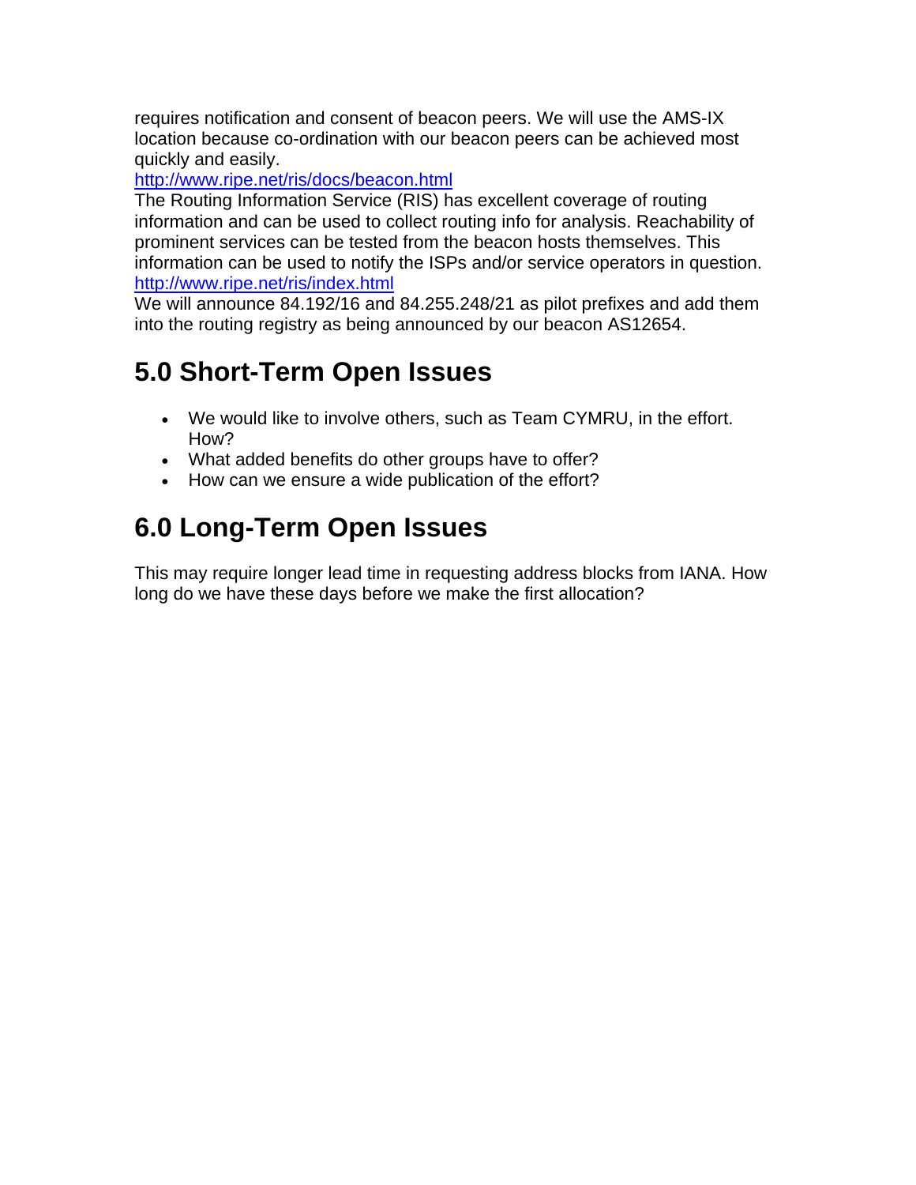requires notification and consent of beacon peers. We will use the AMS-IX location because co-ordination with our beacon peers can be achieved most quickly and easily.
http://www.ripe.net/ris/docs/beacon.html
The Routing Information Service (RIS) has excellent coverage of routing information and can be used to collect routing info for analysis. Reachability of prominent services can be tested from the beacon hosts themselves. This information can be used to notify the ISPs and/or service operators in question.
http://www.ripe.net/ris/index.html
We will announce 84.192/16 and 84.255.248/21 as pilot prefixes and add them into the routing registry as being announced by our beacon AS12654.

## 5.0 Short-Term Open Issues

- We would like to involve others, such as Team CYMRU, in the effort. How?
- What added benefits do other groups have to offer?
- How can we ensure a wide publication of the effort?

## 6.0 Long-Term Open Issues

This may require longer lead time in requesting address blocks from IANA. How long do we have these days before we make the first allocation?